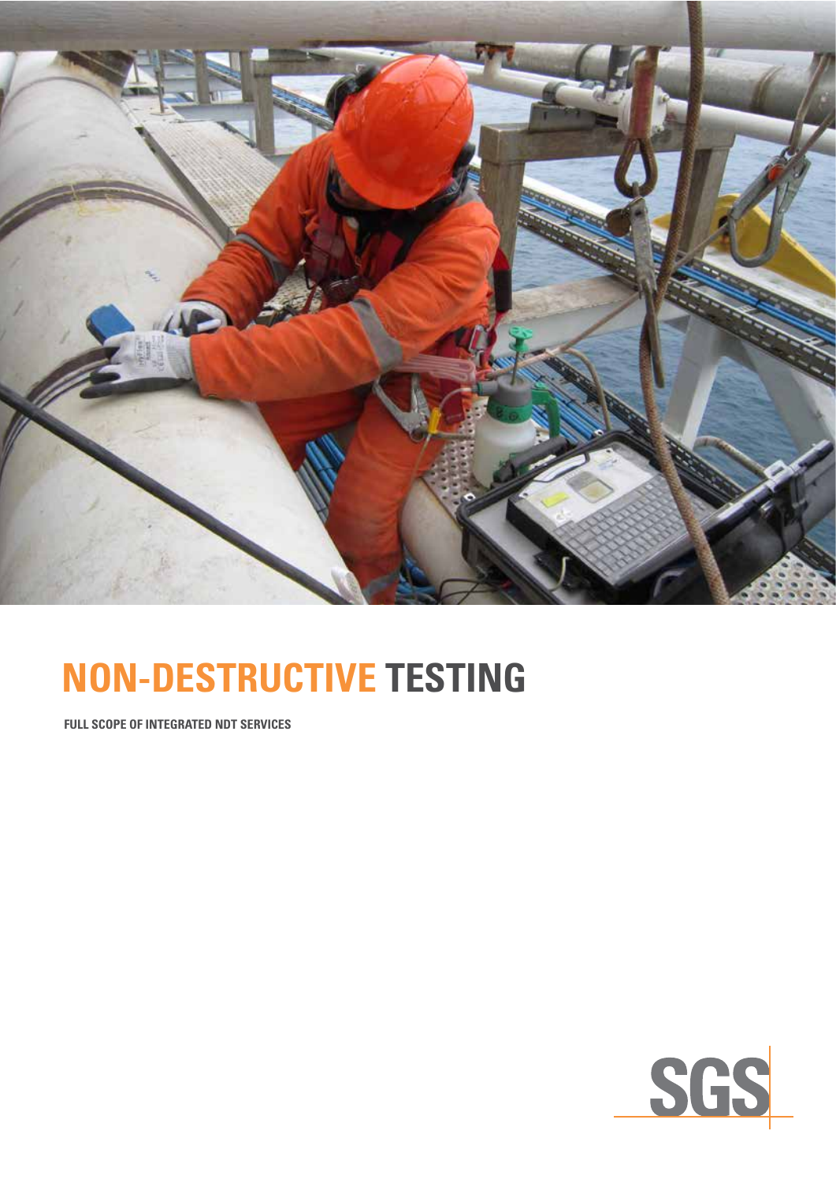# NON-DESTRUCTIVE TESTING

**FULL SCOPE OF INTEGRATED NDT SERVICES**

SGS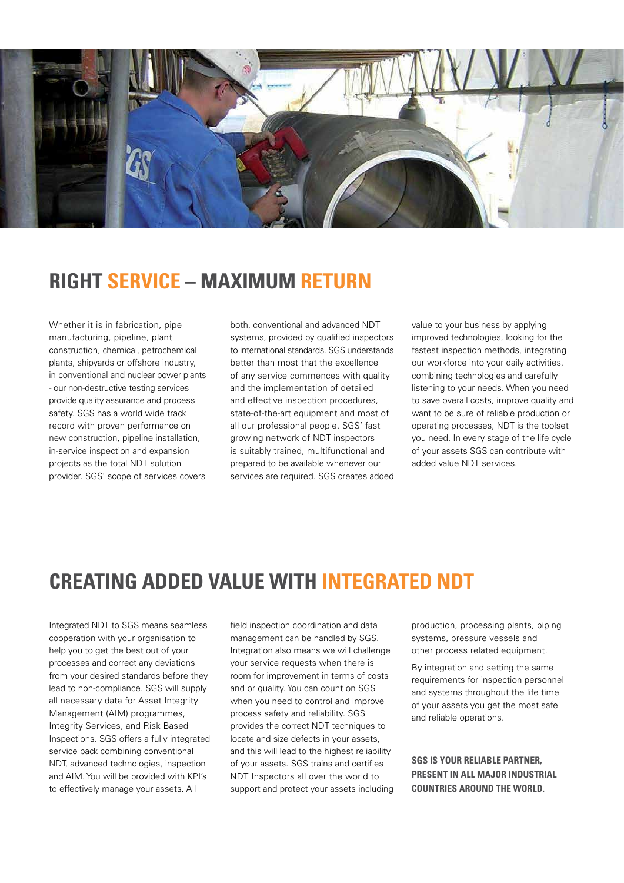## RIGHT SERVICE – MAXIMUM RETURN

Whether it is in fabrication, pipe manufacturing, pipeline, plant construction, chemical, petrochemical plants, shipyards or offshore industry, in conventional and nuclear power plants - our non-destructive testing services provide quality assurance and process safety. SGS has a world wide track record with proven performance on new construction, pipeline installation, in-service inspection and expansion projects as the total NDT solution provider. SGS' scope of services covers both, conventional and advanced NDT systems, provided by qualified inspectors to international standards. SGS understands better than most that the excellence of any service commences with quality and the implementation of detailed and effective inspection procedures, state-of-the-art equipment and most of all our professional people. SGS' fast growing network of NDT inspectors is suitably trained, multifunctional and prepared to be available whenever our services are required. SGS creates added value to your business by applying improved technologies, looking for the fastest inspection methods, integrating our workforce into your daily activities, combining technologies and carefully listening to your needs. When you need to save overall costs, improve quality and want to be sure of reliable production or operating processes, NDT is the toolset you need. In every stage of the life cycle of your assets SGS can contribute with added value NDT services.

## CREATING ADDED VALUE WITH INTEGRATED NDT

Integrated NDT to SGS means seamless cooperation with your organisation to help you to get the best out of your processes and correct any deviations from your desired standards before they lead to non-compliance. SGS will supply all necessary data for Asset Integrity Management (AIM) programmes, Integrity Services, and Risk Based Inspections. SGS offers a fully integrated service pack combining conventional NDT, advanced technologies, inspection and AIM. You will be provided with KPI's to effectively manage your assets. All field inspection coordination and data management can be handled by SGS. Integration also means we will challenge your service requests when there is room for improvement in terms of costs and or quality. You can count on SGS when you need to control and improve process safety and reliability. SGS provides the correct NDT techniques to locate and size defects in your assets, and this will lead to the highest reliability of your assets. SGS trains and certifies NDT Inspectors all over the world to support and protect your assets including production, processing plants, piping systems, pressure vessels and other process related equipment.

By integration and setting the same requirements for inspection personnel and systems throughout the life time of your assets you get the most safe and reliable operations.

**SGS IS YOUR RELIABLE PARTNER, PRESENT IN ALL MAJOR INDUSTRIAL COUNTRIES AROUND THE WORLD.**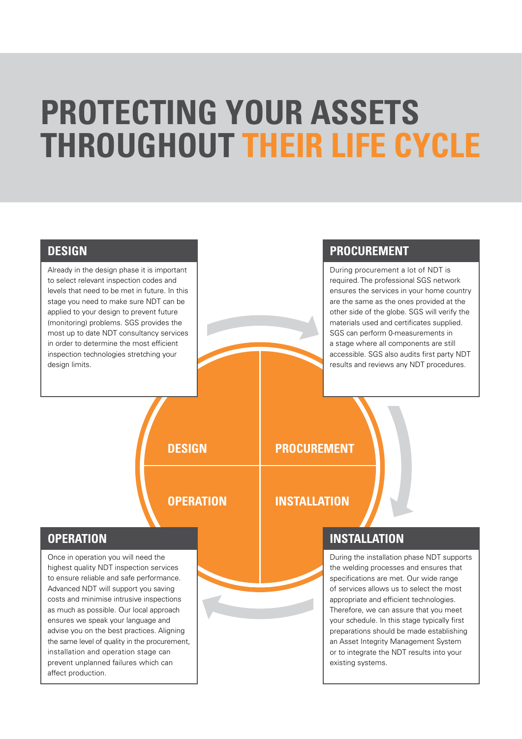# PROTECTING YOUR ASSETS THROUGHOUT THEIR LIFE CYCLE

## DESIGN

Already in the design phase it is important to select relevant inspection codes and levels that need to be met in future. In this stage you need to make sure NDT can be applied to your design to prevent future (monitoring) problems. SGS provides the most up to date NDT consultancy services in order to determine the most efficient inspection technologies stretching your design limits.

## PROCUREMENT

During procurement a lot of NDT is required. The professional SGS network ensures the services in your home country are the same as the ones provided at the other side of the globe. SGS will verify the materials used and certificates supplied. SGS can perform 0-measurements in a stage where all components are still accessible. SGS also audits first party NDT results and reviews any NDT procedures.

DESIGN

PROCUREMENT

OPERATION

INSTALLATION

## INSTALLATION

During the installation phase NDT supports the welding processes and ensures that specifications are met. Our wide range of services allows us to select the most appropriate and efficient technologies. Therefore, we can assure that you meet your schedule. In this stage typically first preparations should be made establishing an Asset Integrity Management System or to integrate the NDT results into your existing systems.

## OPERATION

Once in operation you will need the highest quality NDT inspection services to ensure reliable and safe performance. Advanced NDT will support you saving costs and minimise intrusive inspections as much as possible. Our local approach ensures we speak your language and advise you on the best practices. Aligning the same level of quality in the procurement, installation and operation stage can prevent unplanned failures which can affect production.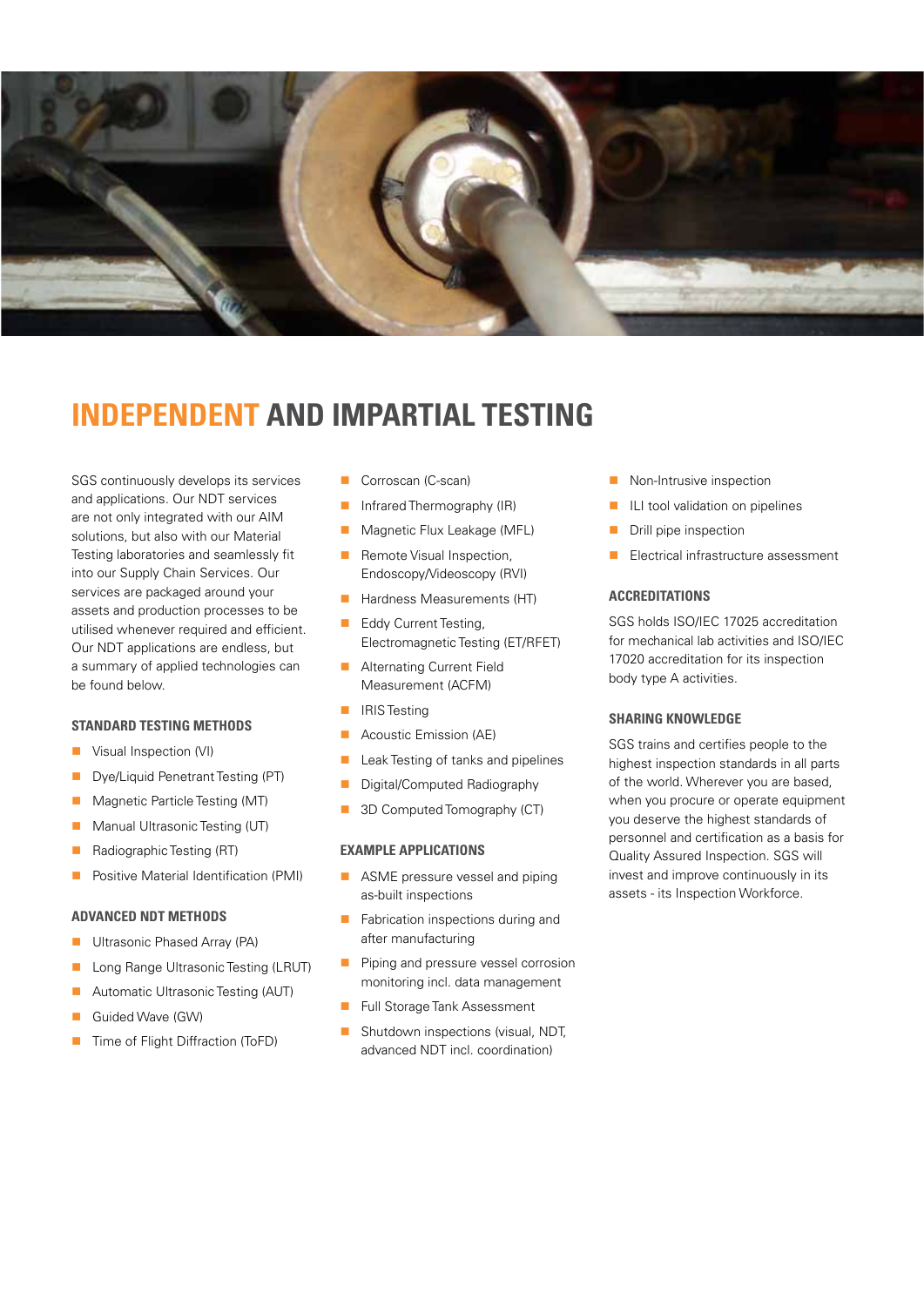# INDEPENDENT AND IMPARTIAL TESTING

SGS continuously develops its services and applications. Our NDT services are not only integrated with our AIM solutions, but also with our Material Testing laboratories and seamlessly fit into our Supply Chain Services. Our services are packaged around your assets and production processes to be utilised whenever required and efficient. Our NDT applications are endless, but a summary of applied technologies can be found below.

### STANDARD TESTING METHODS

- Visual Inspection (VI)
- Dye/Liquid Penetrant Testing (PT)
- Magnetic Particle Testing (MT)
- Manual Ultrasonic Testing (UT)
- Radiographic Testing (RT)
- Positive Material Identification (PMI)

### ADVANCED NDT METHODS

- Ultrasonic Phased Array (PA)
- Long Range Ultrasonic Testing (LRUT)
- Automatic Ultrasonic Testing (AUT)
- Guided Wave (GW)
- Time of Flight Diffraction (ToFD)
- Corroscan (C-scan)
- Infrared Thermography (IR)
- Magnetic Flux Leakage (MFL)
- Remote Visual Inspection, Endoscopy/Videoscopy (RVI)
- Hardness Measurements (HT)
- Eddy Current Testing, Electromagnetic Testing (ET/RFET)
- Alternating Current Field Measurement (ACFM)
- IRIS Testing
- Acoustic Emission (AE)
- Leak Testing of tanks and pipelines
- Digital/Computed Radiography
- 3D Computed Tomography (CT)

### EXAMPLE APPLICATIONS

- ASME pressure vessel and piping as-built inspections
- Fabrication inspections during and after manufacturing
- Piping and pressure vessel corrosion monitoring incl. data management
- Full Storage Tank Assessment
- Shutdown inspections (visual, NDT, advanced NDT incl. coordination)
- Non-Intrusive inspection
- ILI tool validation on pipelines
- Drill pipe inspection
- Electrical infrastructure assessment

### ACCREDITATIONS

SGS holds ISO/IEC 17025 accreditation for mechanical lab activities and ISO/IEC 17020 accreditation for its inspection body type A activities.

### SHARING KNOWLEDGE

SGS trains and certifies people to the highest inspection standards in all parts of the world. Wherever you are based, when you procure or operate equipment you deserve the highest standards of personnel and certification as a basis for Quality Assured Inspection. SGS will invest and improve continuously in its assets - its Inspection Workforce.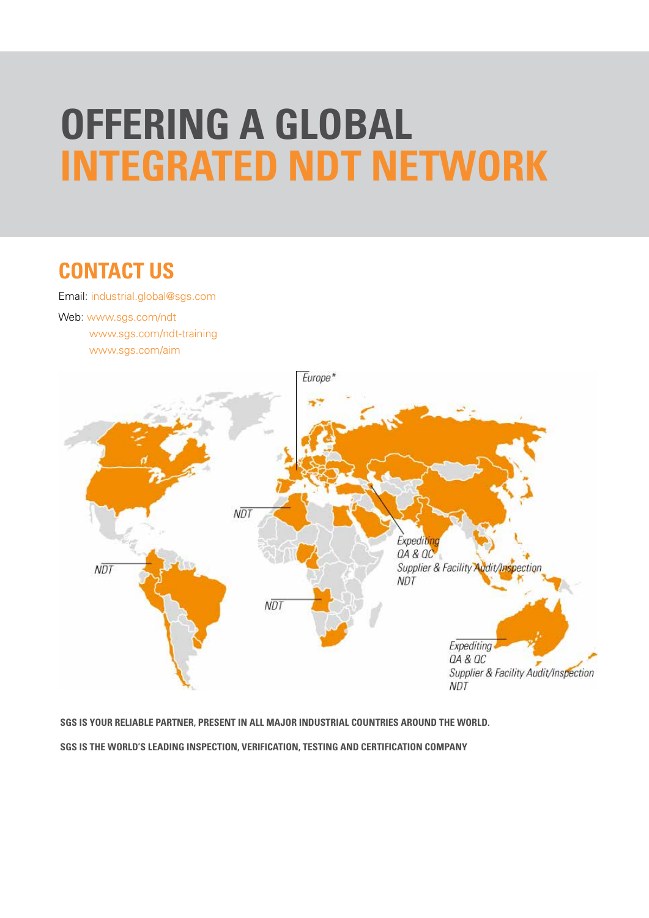# OFFERING A GLOBAL INTEGRATED NDT NETWORK

## CONTACT US

Email: industrial.global@sgs.com

Web: www.sgs.com/ndt
www.sgs.com/ndt-training
www.sgs.com/aim

Europe*

NDT

NDT

NDT

Expediting
QA & QC
Supplier & Facility Audit/Inspection
NDT

Expediting
QA & QC
Supplier & Facility Audit/Inspection
NDT

**SGS IS YOUR RELIABLE PARTNER, PRESENT IN ALL MAJOR INDUSTRIAL COUNTRIES AROUND THE WORLD.**

**SGS IS THE WORLD'S LEADING INSPECTION, VERIFICATION, TESTING AND CERTIFICATION COMPANY**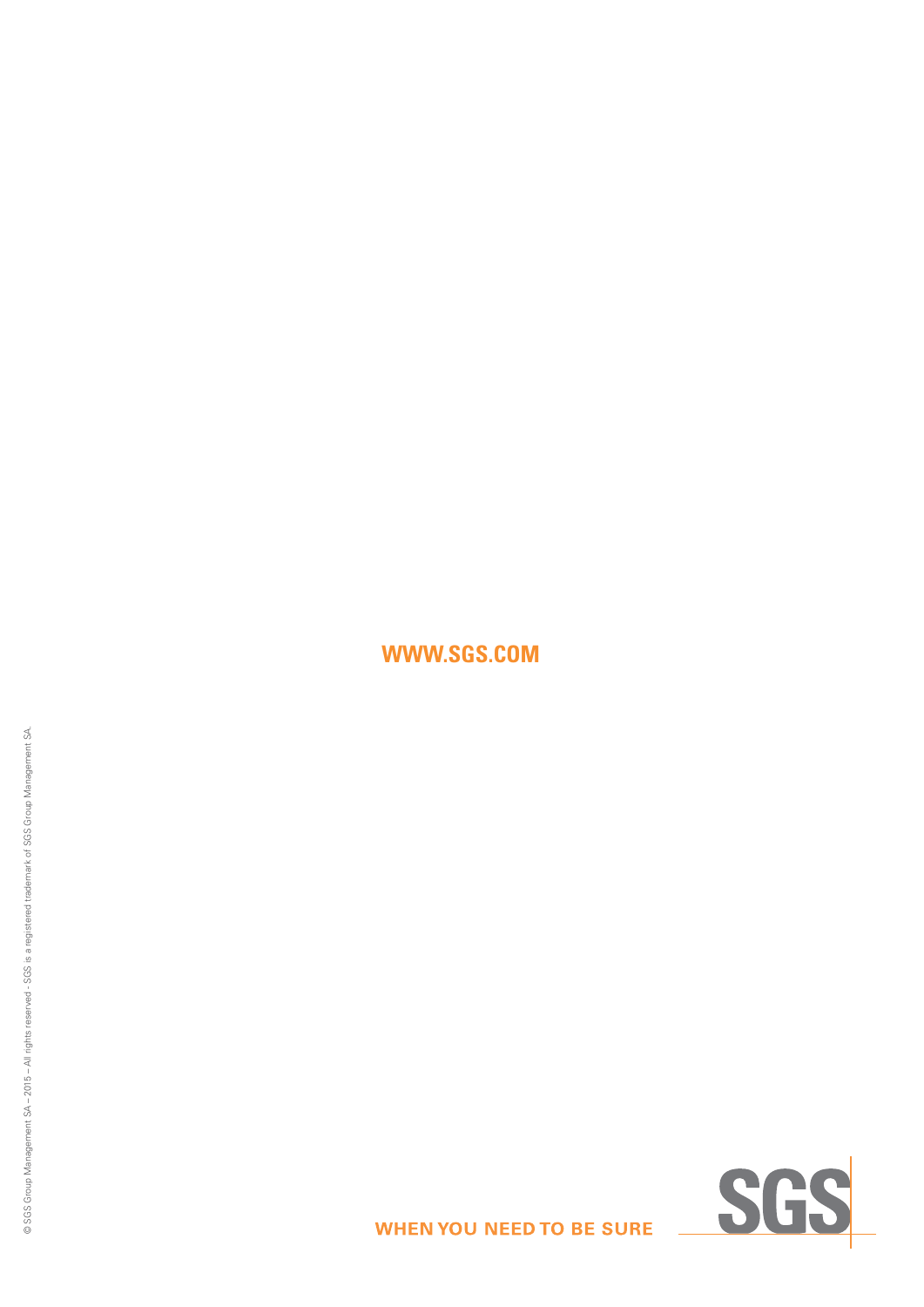WWW.SGS.COM

© SGS Group Management SA – 2015 – All rights reserved - SGS is a registered trademark of SGS Group Management SA.

WHEN YOU NEED TO BE SURE

SGS